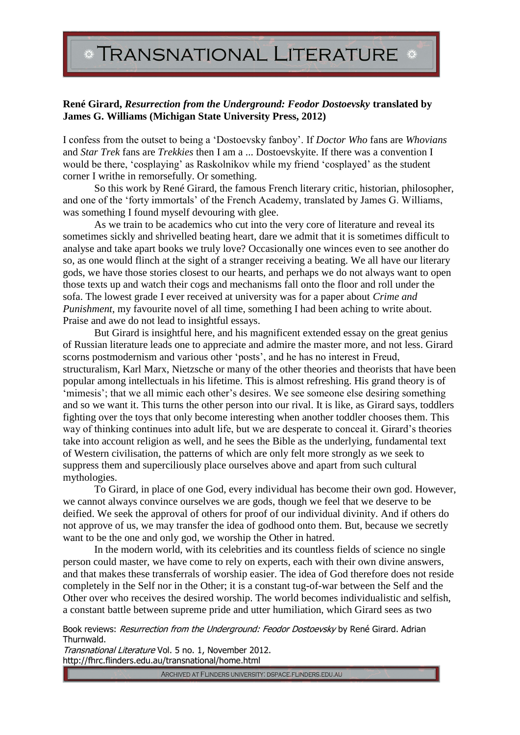**René Girard, *Resurrection from the Underground: Feodor Dostoevsky* translated by James G. Williams (Michigan State University Press, 2012)**

I confess from the outset to being a 'Dostoevsky fanboy'. If *Doctor Who* fans are *Whovians* and *Star Trek* fans are *Trekkies* then I am a ... Dostoevskyite. If there was a convention I would be there, 'cosplaying' as Raskolnikov while my friend 'cosplayed' as the student corner I writhe in remorsefully. Or something.

So this work by René Girard, the famous French literary critic, historian, philosopher, and one of the 'forty immortals' of the French Academy, translated by James G. Williams, was something I found myself devouring with glee.

As we train to be academics who cut into the very core of literature and reveal its sometimes sickly and shrivelled beating heart, dare we admit that it is sometimes difficult to analyse and take apart books we truly love? Occasionally one winces even to see another do so, as one would flinch at the sight of a stranger receiving a beating. We all have our literary gods, we have those stories closest to our hearts, and perhaps we do not always want to open those texts up and watch their cogs and mechanisms fall onto the floor and roll under the sofa. The lowest grade I ever received at university was for a paper about *Crime and Punishment*, my favourite novel of all time, something I had been aching to write about. Praise and awe do not lead to insightful essays.

But Girard is insightful here, and his magnificent extended essay on the great genius of Russian literature leads one to appreciate and admire the master more, and not less. Girard scorns postmodernism and various other 'posts', and he has no interest in Freud, structuralism, Karl Marx, Nietzsche or many of the other theories and theorists that have been popular among intellectuals in his lifetime. This is almost refreshing. His grand theory is of 'mimesis'; that we all mimic each other's desires. We see someone else desiring something and so we want it. This turns the other person into our rival. It is like, as Girard says, toddlers fighting over the toys that only become interesting when another toddler chooses them. This way of thinking continues into adult life, but we are desperate to conceal it. Girard's theories take into account religion as well, and he sees the Bible as the underlying, fundamental text of Western civilisation, the patterns of which are only felt more strongly as we seek to suppress them and superciliously place ourselves above and apart from such cultural mythologies.

To Girard, in place of one God, every individual has become their own god. However, we cannot always convince ourselves we are gods, though we feel that we deserve to be deified. We seek the approval of others for proof of our individual divinity. And if others do not approve of us, we may transfer the idea of godhood onto them. But, because we secretly want to be the one and only god, we worship the Other in hatred.

In the modern world, with its celebrities and its countless fields of science no single person could master, we have come to rely on experts, each with their own divine answers, and that makes these transferrals of worship easier. The idea of God therefore does not reside completely in the Self nor in the Other; it is a constant tug-of-war between the Self and the Other over who receives the desired worship. The world becomes individualistic and selfish, a constant battle between supreme pride and utter humiliation, which Girard sees as two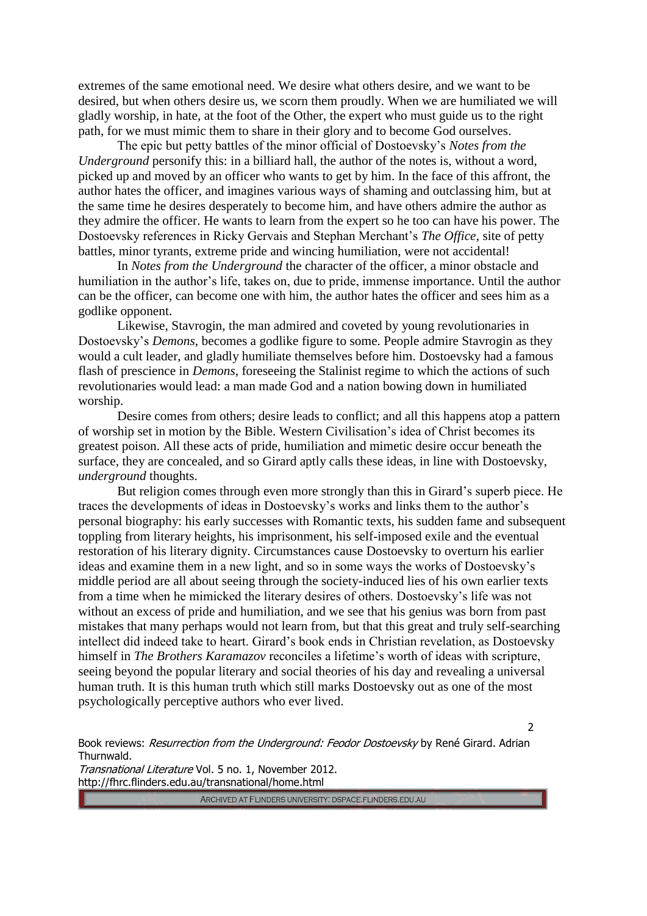extremes of the same emotional need. We desire what others desire, and we want to be desired, but when others desire us, we scorn them proudly. When we are humiliated we will gladly worship, in hate, at the foot of the Other, the expert who must guide us to the right path, for we must mimic them to share in their glory and to become God ourselves.

The epic but petty battles of the minor official of Dostoevsky's *Notes from the Underground* personify this: in a billiard hall, the author of the notes is, without a word, picked up and moved by an officer who wants to get by him. In the face of this affront, the author hates the officer, and imagines various ways of shaming and outclassing him, but at the same time he desires desperately to become him, and have others admire the author as they admire the officer. He wants to learn from the expert so he too can have his power. The Dostoevsky references in Ricky Gervais and Stephan Merchant's *The Office*, site of petty battles, minor tyrants, extreme pride and wincing humiliation, were not accidental!

In *Notes from the Underground* the character of the officer, a minor obstacle and humiliation in the author's life, takes on, due to pride, immense importance. Until the author can be the officer, can become one with him, the author hates the officer and sees him as a godlike opponent.

Likewise, Stavrogin, the man admired and coveted by young revolutionaries in Dostoevsky's *Demons*, becomes a godlike figure to some. People admire Stavrogin as they would a cult leader, and gladly humiliate themselves before him. Dostoevsky had a famous flash of prescience in *Demons*, foreseeing the Stalinist regime to which the actions of such revolutionaries would lead: a man made God and a nation bowing down in humiliated worship.

Desire comes from others; desire leads to conflict; and all this happens atop a pattern of worship set in motion by the Bible. Western Civilisation's idea of Christ becomes its greatest poison. All these acts of pride, humiliation and mimetic desire occur beneath the surface, they are concealed, and so Girard aptly calls these ideas, in line with Dostoevsky, *underground* thoughts.

But religion comes through even more strongly than this in Girard's superb piece. He traces the developments of ideas in Dostoevsky's works and links them to the author's personal biography: his early successes with Romantic texts, his sudden fame and subsequent toppling from literary heights, his imprisonment, his self-imposed exile and the eventual restoration of his literary dignity. Circumstances cause Dostoevsky to overturn his earlier ideas and examine them in a new light, and so in some ways the works of Dostoevsky's middle period are all about seeing through the society-induced lies of his own earlier texts from a time when he mimicked the literary desires of others. Dostoevsky's life was not without an excess of pride and humiliation, and we see that his genius was born from past mistakes that many perhaps would not learn from, but that this great and truly self-searching intellect did indeed take to heart. Girard's book ends in Christian revelation, as Dostoevsky himself in *The Brothers Karamazov* reconciles a lifetime's worth of ideas with scripture, seeing beyond the popular literary and social theories of his day and revealing a universal human truth. It is this human truth which still marks Dostoevsky out as one of the most psychologically perceptive authors who ever lived.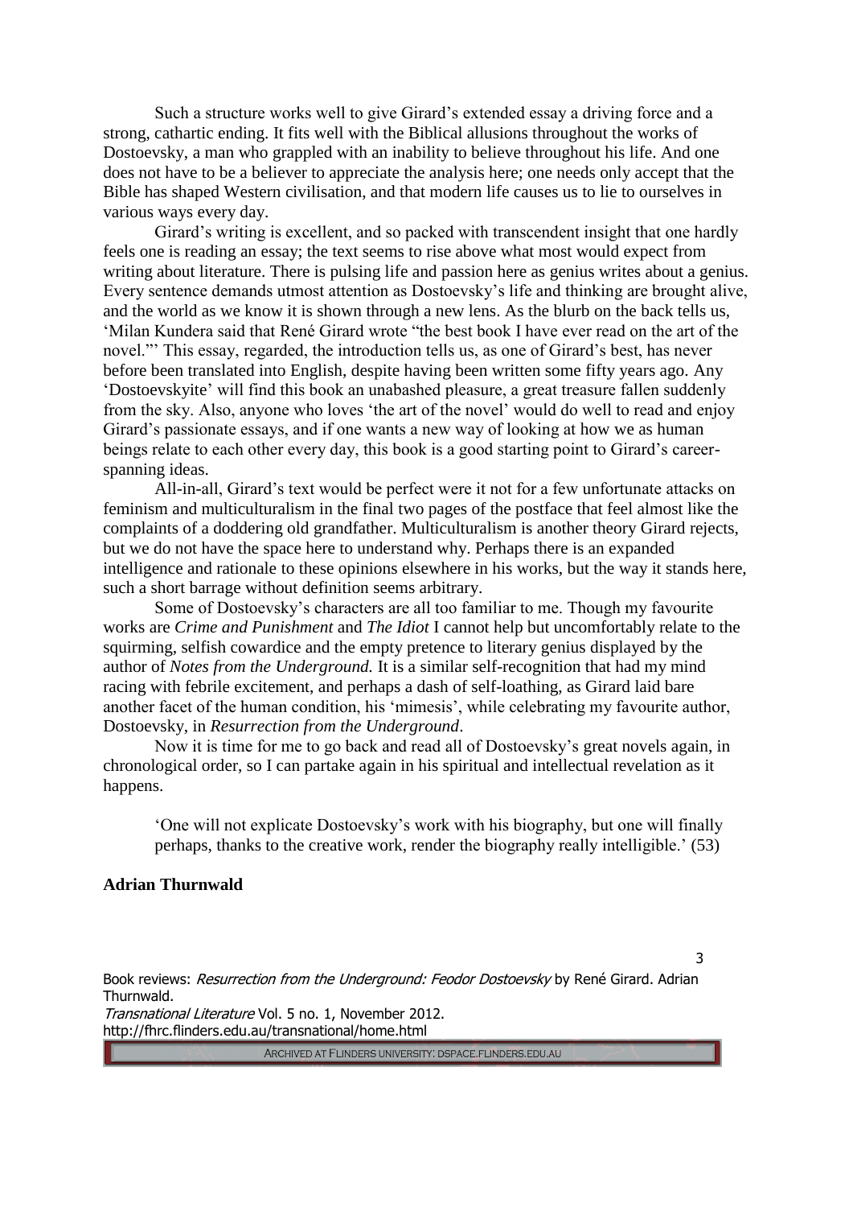Such a structure works well to give Girard's extended essay a driving force and a strong, cathartic ending. It fits well with the Biblical allusions throughout the works of Dostoevsky, a man who grappled with an inability to believe throughout his life. And one does not have to be a believer to appreciate the analysis here; one needs only accept that the Bible has shaped Western civilisation, and that modern life causes us to lie to ourselves in various ways every day.

Girard's writing is excellent, and so packed with transcendent insight that one hardly feels one is reading an essay; the text seems to rise above what most would expect from writing about literature. There is pulsing life and passion here as genius writes about a genius. Every sentence demands utmost attention as Dostoevsky's life and thinking are brought alive, and the world as we know it is shown through a new lens. As the blurb on the back tells us, 'Milan Kundera said that René Girard wrote "the best book I have ever read on the art of the novel."' This essay, regarded, the introduction tells us, as one of Girard's best, has never before been translated into English, despite having been written some fifty years ago. Any 'Dostoevskyite' will find this book an unabashed pleasure, a great treasure fallen suddenly from the sky. Also, anyone who loves 'the art of the novel' would do well to read and enjoy Girard's passionate essays, and if one wants a new way of looking at how we as human beings relate to each other every day, this book is a good starting point to Girard's career-spanning ideas.

All-in-all, Girard's text would be perfect were it not for a few unfortunate attacks on feminism and multiculturalism in the final two pages of the postface that feel almost like the complaints of a doddering old grandfather. Multiculturalism is another theory Girard rejects, but we do not have the space here to understand why. Perhaps there is an expanded intelligence and rationale to these opinions elsewhere in his works, but the way it stands here, such a short barrage without definition seems arbitrary.

Some of Dostoevsky's characters are all too familiar to me. Though my favourite works are *Crime and Punishment* and *The Idiot* I cannot help but uncomfortably relate to the squirming, selfish cowardice and the empty pretence to literary genius displayed by the author of *Notes from the Underground.* It is a similar self-recognition that had my mind racing with febrile excitement, and perhaps a dash of self-loathing, as Girard laid bare another facet of the human condition, his 'mimesis', while celebrating my favourite author, Dostoevsky, in *Resurrection from the Underground*.

Now it is time for me to go back and read all of Dostoevsky's great novels again, in chronological order, so I can partake again in his spiritual and intellectual revelation as it happens.

> 'One will not explicate Dostoevsky's work with his biography, but one will finally perhaps, thanks to the creative work, render the biography really intelligible.' (53)

**Adrian Thurnwald**